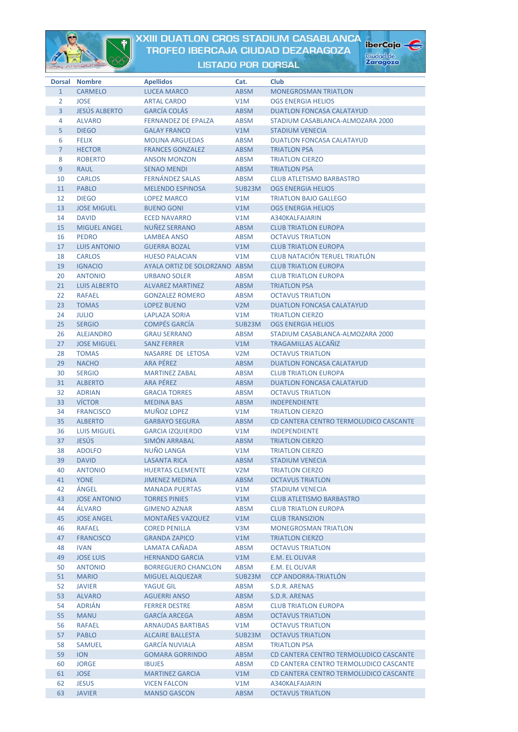# XXIII DUATLON CROS STADIUM CASABLANCA
## TROFEO IBERCAJA CIUDAD DEZARAGOZA
### LISTADO POR DORSAL

| Dorsal | Nombre | Apellidos | Cat. | Club |
|---|---|---|---|---|
| 1 | CARMELO | LUCEA MARCO | ABSM | MONEGROSMAN TRIATLON |
| 2 | JOSE | ARTAL CARDO | V1M | OGS ENERGIA HELIOS |
| 3 | JESÚS ALBERTO | GARCÍA COLÁS | ABSM | DUATLON FONCASA CALATAYUD |
| 4 | ALVARO | FERNANDEZ DE EPALZA | ABSM | STADIUM CASABLANCA-ALMOZARA 2000 |
| 5 | DIEGO | GALAY FRANCO | V1M | STADIUM VENECIA |
| 6 | FELIX | MOLINA ARGUEDAS | ABSM | DUATLON FONCASA CALATAYUD |
| 7 | HECTOR | FRANCES GONZALEZ | ABSM | TRIATLON PSA |
| 8 | ROBERTO | ANSON MONZON | ABSM | TRIATLON CIERZO |
| 9 | RAUL | SENAO MENDI | ABSM | TRIATLON PSA |
| 10 | CARLOS | FERNÁNDEZ SALAS | ABSM | CLUB ATLETISMO BARBASTRO |
| 11 | PABLO | MELENDO ESPINOSA | SUB23M | OGS ENERGIA HELIOS |
| 12 | DIEGO | LOPEZ MARCO | V1M | TRIATLON BAJO GALLEGO |
| 13 | JOSE MIGUEL | BUENO GONI | V1M | OGS ENERGIA HELIOS |
| 14 | DAVID | ECED NAVARRO | V1M | A340KALFAJARIN |
| 15 | MIGUEL ANGEL | NUÑEZ SERRANO | ABSM | CLUB TRIATLON EUROPA |
| 16 | PEDRO | LAMBEA ANSO | ABSM | OCTAVUS TRIATLON |
| 17 | LUIS ANTONIO | GUERRA BOZAL | V1M | CLUB TRIATLON EUROPA |
| 18 | CARLOS | HUESO PALACIAN | V1M | CLUB NATACIÓN TERUEL TRIATLÓN |
| 19 | IGNACIO | AYALA ORTIZ DE SOLORZANO | ABSM | CLUB TRIATLON EUROPA |
| 20 | ANTONIO | URBANO SOLER | ABSM | CLUB TRIATLON EUROPA |
| 21 | LUIS ALBERTO | ALVAREZ MARTINEZ | ABSM | TRIATLON PSA |
| 22 | RAFAEL | GONZALEZ ROMERO | ABSM | OCTAVUS TRIATLON |
| 23 | TOMAS | LOPEZ BUENO | V2M | DUATLON FONCASA CALATAYUD |
| 24 | JULIO | LAPLAZA SORIA | V1M | TRIATLON CIERZO |
| 25 | SERGIO | COMPÉS GARCÍA | SUB23M | OGS ENERGIA HELIOS |
| 26 | ALEJANDRO | GRAU SERRANO | ABSM | STADIUM CASABLANCA-ALMOZARA 2000 |
| 27 | JOSE MIGUEL | SANZ FERRER | V1M | TRAGAMILLAS ALCAÑIZ |
| 28 | TOMAS | NASARRE DE LETOSA | V2M | OCTAVUS TRIATLON |
| 29 | NACHO | ARA PÉREZ | ABSM | DUATLON FONCASA CALATAYUD |
| 30 | SERGIO | MARTINEZ ZABAL | ABSM | CLUB TRIATLON EUROPA |
| 31 | ALBERTO | ARA PÉREZ | ABSM | DUATLON FONCASA CALATAYUD |
| 32 | ADRIAN | GRACIA TORRES | ABSM | OCTAVUS TRIATLON |
| 33 | VÍCTOR | MEDINA BAS | ABSM | INDEPENDIENTE |
| 34 | FRANCISCO | MUÑOZ LOPEZ | V1M | TRIATLON CIERZO |
| 35 | ALBERTO | GARBAYO SEGURA | ABSM | CD CANTERA CENTRO TERMOLUDICO CASCANTE |
| 36 | LUIS MIGUEL | GARCIA IZQUIERDO | V1M | INDEPENDIENTE |
| 37 | JESÚS | SIMÓN ARRABAL | ABSM | TRIATLON CIERZO |
| 38 | ADOLFO | NUÑO LANGA | V1M | TRIATLON CIERZO |
| 39 | DAVID | LASANTA RICA | ABSM | STADIUM VENECIA |
| 40 | ANTONIO | HUERTAS CLEMENTE | V2M | TRIATLON CIERZO |
| 41 | YONE | JIMENEZ MEDINA | ABSM | OCTAVUS TRIATLON |
| 42 | ÁNGEL | MANADA PUERTAS | V1M | STADIUM VENECIA |
| 43 | JOSE ANTONIO | TORRES PINIES | V1M | CLUB ATLETISMO BARBASTRO |
| 44 | ÁLVARO | GIMENO AZNAR | ABSM | CLUB TRIATLON EUROPA |
| 45 | JOSE ANGEL | MONTAÑES VAZQUEZ | V1M | CLUB TRANSIZION |
| 46 | RAFAEL | CORED PENILLA | V3M | MONEGROSMAN TRIATLON |
| 47 | FRANCISCO | GRANDA ZAPICO | V1M | TRIATLON CIERZO |
| 48 | IVAN | LAMATA CAÑADA | ABSM | OCTAVUS TRIATLON |
| 49 | JOSE LUIS | HERNANDO GARCIA | V1M | E.M. EL OLIVAR |
| 50 | ANTONIO | BORREGUERO CHANCLON | ABSM | E.M. EL OLIVAR |
| 51 | MARIO | MIGUEL ALQUEZAR | SUB23M | CCP ANDORRA-TRIATLÓN |
| 52 | JAVIER | YAGUE GIL | ABSM | S.D.R. ARENAS |
| 53 | ALVARO | AGUERRI ANSO | ABSM | S.D.R. ARENAS |
| 54 | ADRIÁN | FERRER DESTRE | ABSM | CLUB TRIATLON EUROPA |
| 55 | MANU | GARCÍA ARCEGA | ABSM | OCTAVUS TRIATLON |
| 56 | RAFAEL | ARNAUDAS BARTIBAS | V1M | OCTAVUS TRIATLON |
| 57 | PABLO | ALCAIRE BALLESTA | SUB23M | OCTAVUS TRIATLON |
| 58 | SAMUEL | GARCÍA NUVIALA | ABSM | TRIATLON PSA |
| 59 | ION | GOMARA GORRINDO | ABSM | CD CANTERA CENTRO TERMOLUDICO CASCANTE |
| 60 | JORGE | IBUJES | ABSM | CD CANTERA CENTRO TERMOLUDICO CASCANTE |
| 61 | JOSE | MARTINEZ GARCIA | V1M | CD CANTERA CENTRO TERMOLUDICO CASCANTE |
| 62 | JESUS | VICEN FALCON | V1M | A340KALFAJARIN |
| 63 | JAVIER | MANSO GASCON | ABSM | OCTAVUS TRIATLON |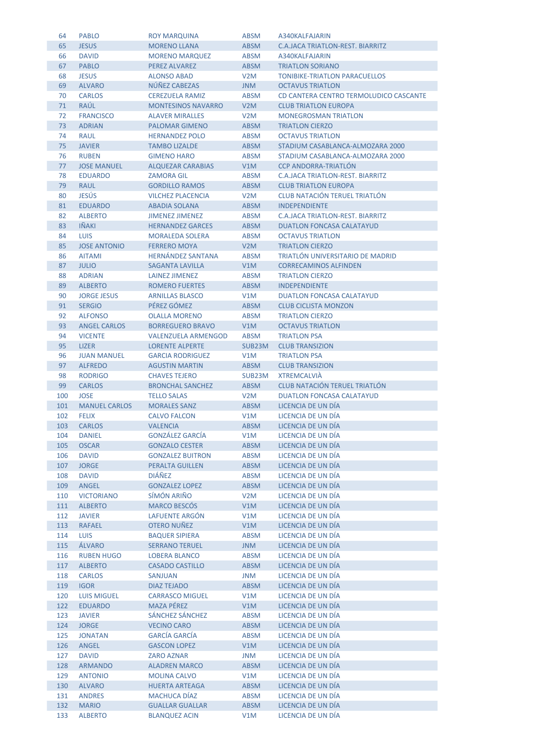| | | | | |
|---|---|---|---|---|
| 64 | PABLO | ROY MARQUINA | ABSM | A340KALFAJARIN |
| 65 | JESUS | MORENO LLANA | ABSM | C.A.JACA TRIATLON-REST. BIARRITZ |
| 66 | DAVID | MORENO MARQUEZ | ABSM | A340KALFAJARIN |
| 67 | PABLO | PEREZ ALVAREZ | ABSM | TRIATLON SORIANO |
| 68 | JESUS | ALONSO ABAD | V2M | TONIBIKE-TRIATLON PARACUELLOS |
| 69 | ALVARO | NÚÑEZ CABEZAS | JNM | OCTAVUS TRIATLON |
| 70 | CARLOS | CEREZUELA RAMIZ | ABSM | CD CANTERA CENTRO TERMOLUDICO CASCANTE |
| 71 | RAÚL | MONTESINOS NAVARRO | V2M | CLUB TRIATLON EUROPA |
| 72 | FRANCISCO | ALAVER MIRALLES | V2M | MONEGROSMAN TRIATLON |
| 73 | ADRIAN | PALOMAR GIMENO | ABSM | TRIATLON CIERZO |
| 74 | RAUL | HERNANDEZ POLO | ABSM | OCTAVUS TRIATLON |
| 75 | JAVIER | TAMBO LIZALDE | ABSM | STADIUM CASABLANCA-ALMOZARA 2000 |
| 76 | RUBEN | GIMENO HARO | ABSM | STADIUM CASABLANCA-ALMOZARA 2000 |
| 77 | JOSE MANUEL | ALQUEZAR CARABIAS | V1M | CCP ANDORRA-TRIATLÓN |
| 78 | EDUARDO | ZAMORA GIL | ABSM | C.A.JACA TRIATLON-REST. BIARRITZ |
| 79 | RAUL | GORDILLO RAMOS | ABSM | CLUB TRIATLON EUROPA |
| 80 | JESÚS | VILCHEZ PLACENCIA | V2M | CLUB NATACIÓN TERUEL TRIATLÓN |
| 81 | EDUARDO | ABADIA SOLANA | ABSM | INDEPENDIENTE |
| 82 | ALBERTO | JIMENEZ JIMENEZ | ABSM | C.A.JACA TRIATLON-REST. BIARRITZ |
| 83 | IÑAKI | HERNANDEZ GARCES | ABSM | DUATLON FONCASA CALATAYUD |
| 84 | LUIS | MORALEDA SOLERA | ABSM | OCTAVUS TRIATLON |
| 85 | JOSE ANTONIO | FERRERO MOYA | V2M | TRIATLON CIERZO |
| 86 | AITAMI | HERNÁNDEZ SANTANA | ABSM | TRIATLÓN UNIVERSITARIO DE MADRID |
| 87 | JULIO | SAGANTA LAVILLA | V1M | CORRECAMINOS ALFINDEN |
| 88 | ADRIAN | LAINEZ JIMENEZ | ABSM | TRIATLON CIERZO |
| 89 | ALBERTO | ROMERO FUERTES | ABSM | INDEPENDIENTE |
| 90 | JORGE JESUS | ARNILLAS BLASCO | V1M | DUATLON FONCASA CALATAYUD |
| 91 | SERGIO | PÉREZ GÓMEZ | ABSM | CLUB CICLISTA MONZON |
| 92 | ALFONSO | OLALLA MORENO | ABSM | TRIATLON CIERZO |
| 93 | ANGEL CARLOS | BORREGUERO BRAVO | V1M | OCTAVUS TRIATLON |
| 94 | VICENTE | VALENZUELA ARMENGOD | ABSM | TRIATLON PSA |
| 95 | LIZER | LORENTE ALPERTE | SUB23M | CLUB TRANSIZION |
| 96 | JUAN MANUEL | GARCIA RODRIGUEZ | V1M | TRIATLON PSA |
| 97 | ALFREDO | AGUSTIN MARTIN | ABSM | CLUB TRANSIZION |
| 98 | RODRIGO | CHAVES TEJERO | SUB23M | XTREMCALVIÀ |
| 99 | CARLOS | BRONCHAL SANCHEZ | ABSM | CLUB NATACIÓN TERUEL TRIATLÓN |
| 100 | JOSE | TELLO SALAS | V2M | DUATLON FONCASA CALATAYUD |
| 101 | MANUEL CARLOS | MORALES SANZ | ABSM | LICENCIA DE UN DÍA |
| 102 | FELIX | CALVO FALCON | V1M | LICENCIA DE UN DÍA |
| 103 | CARLOS | VALENCIA | ABSM | LICENCIA DE UN DÍA |
| 104 | DANIEL | GONZÁLEZ GARCÍA | V1M | LICENCIA DE UN DÍA |
| 105 | OSCAR | GONZALO CESTER | ABSM | LICENCIA DE UN DÍA |
| 106 | DAVID | GONZALEZ BUITRON | ABSM | LICENCIA DE UN DÍA |
| 107 | JORGE | PERALTA GUILLEN | ABSM | LICENCIA DE UN DÍA |
| 108 | DAVID | DIÁÑEZ | ABSM | LICENCIA DE UN DÍA |
| 109 | ANGEL | GONZALEZ LOPEZ | ABSM | LICENCIA DE UN DÍA |
| 110 | VICTORIANO | SÍMÓN ARIÑO | V2M | LICENCIA DE UN DÍA |
| 111 | ALBERTO | MARCO BESCÓS | V1M | LICENCIA DE UN DÍA |
| 112 | JAVIER | LAFUENTE ARGÓN | V1M | LICENCIA DE UN DÍA |
| 113 | RAFAEL | OTERO NUÑEZ | V1M | LICENCIA DE UN DÍA |
| 114 | LUIS | BAQUER SIPIERA | ABSM | LICENCIA DE UN DÍA |
| 115 | ÁLVARO | SERRANO TERUEL | JNM | LICENCIA DE UN DÍA |
| 116 | RUBEN HUGO | LOBERA BLANCO | ABSM | LICENCIA DE UN DÍA |
| 117 | ALBERTO | CASADO CASTILLO | ABSM | LICENCIA DE UN DÍA |
| 118 | CARLOS | SANJUAN | JNM | LICENCIA DE UN DÍA |
| 119 | IGOR | DIAZ TEJADO | ABSM | LICENCIA DE UN DÍA |
| 120 | LUIS MIGUEL | CARRASCO MIGUEL | V1M | LICENCIA DE UN DÍA |
| 122 | EDUARDO | MAZA PÉREZ | V1M | LICENCIA DE UN DÍA |
| 123 | JAVIER | SÁNCHEZ SÁNCHEZ | ABSM | LICENCIA DE UN DÍA |
| 124 | JORGE | VECINO CARO | ABSM | LICENCIA DE UN DÍA |
| 125 | JONATAN | GARCÍA GARCÍA | ABSM | LICENCIA DE UN DÍA |
| 126 | ANGEL | GASCON LOPEZ | V1M | LICENCIA DE UN DÍA |
| 127 | DAVID | ZARO AZNAR | JNM | LICENCIA DE UN DÍA |
| 128 | ARMANDO | ALADREN MARCO | ABSM | LICENCIA DE UN DÍA |
| 129 | ANTONIO | MOLINA CALVO | V1M | LICENCIA DE UN DÍA |
| 130 | ALVARO | HUERTA ARTEAGA | ABSM | LICENCIA DE UN DÍA |
| 131 | ANDRES | MACHUCA DÍAZ | ABSM | LICENCIA DE UN DÍA |
| 132 | MARIO | GUALLAR GUALLAR | ABSM | LICENCIA DE UN DÍA |
| 133 | ALBERTO | BLANQUEZ ACIN | V1M | LICENCIA DE UN DÍA |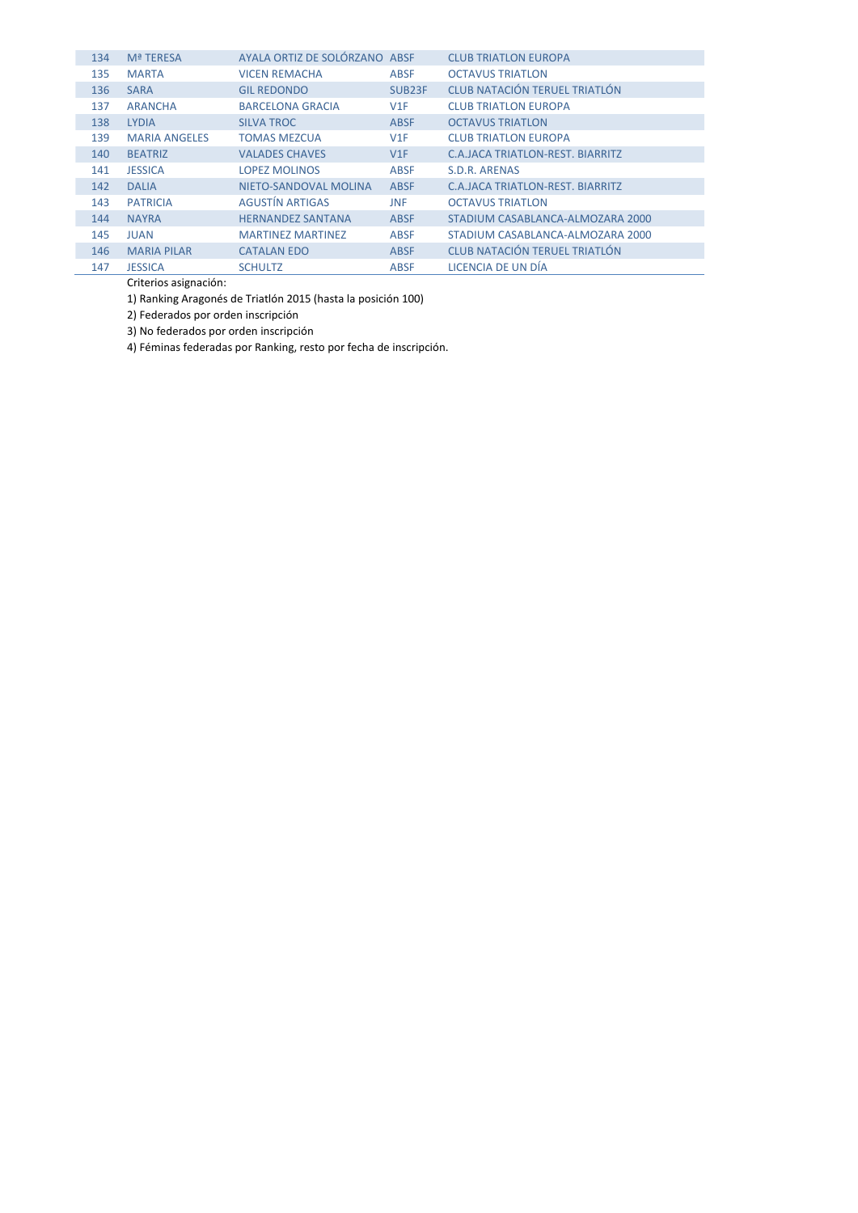| | | | | |
|---|---|---|---|---|
| 134 | Mª TERESA | AYALA ORTIZ DE SOLÓRZANO | ABSF | CLUB TRIATLON EUROPA |
| 135 | MARTA | VICEN REMACHA | ABSF | OCTAVUS TRIATLON |
| 136 | SARA | GIL REDONDO | SUB23F | CLUB NATACIÓN TERUEL TRIATLÓN |
| 137 | ARANCHA | BARCELONA GRACIA | V1F | CLUB TRIATLON EUROPA |
| 138 | LYDIA | SILVA TROC | ABSF | OCTAVUS TRIATLON |
| 139 | MARIA ANGELES | TOMAS MEZCUA | V1F | CLUB TRIATLON EUROPA |
| 140 | BEATRIZ | VALADES CHAVES | V1F | C.A.JACA TRIATLON-REST. BIARRITZ |
| 141 | JESSICA | LOPEZ MOLINOS | ABSF | S.D.R. ARENAS |
| 142 | DALIA | NIETO-SANDOVAL MOLINA | ABSF | C.A.JACA TRIATLON-REST. BIARRITZ |
| 143 | PATRICIA | AGUSTÍN ARTIGAS | JNF | OCTAVUS TRIATLON |
| 144 | NAYRA | HERNANDEZ SANTANA | ABSF | STADIUM CASABLANCA-ALMOZARA 2000 |
| 145 | JUAN | MARTINEZ MARTINEZ | ABSF | STADIUM CASABLANCA-ALMOZARA 2000 |
| 146 | MARIA PILAR | CATALAN EDO | ABSF | CLUB NATACIÓN TERUEL TRIATLÓN |
| 147 | JESSICA | SCHULTZ | ABSF | LICENCIA DE UN DÍA |

Criterios asignación:

1) Ranking Aragonés de Triatlón 2015 (hasta la posición 100)

2) Federados por orden inscripción

3) No federados por orden inscripción

4) Féminas federadas por Ranking, resto por fecha de inscripción.